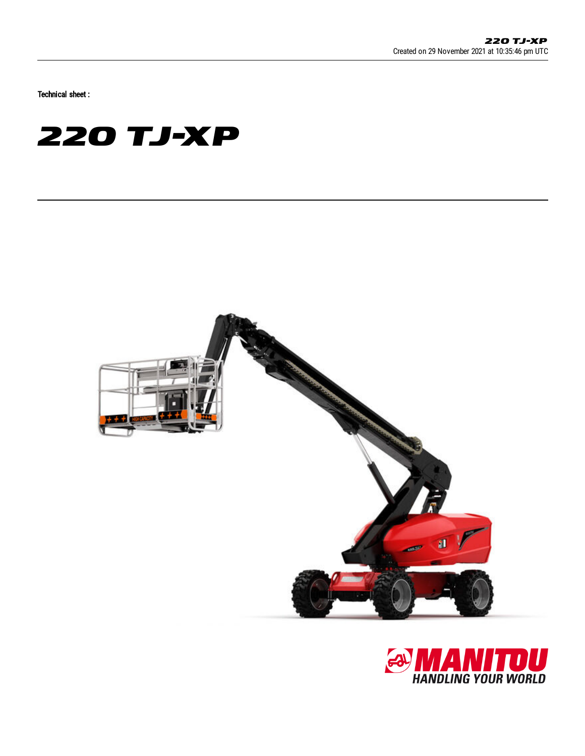Technical sheet :

# 220 TJ-XP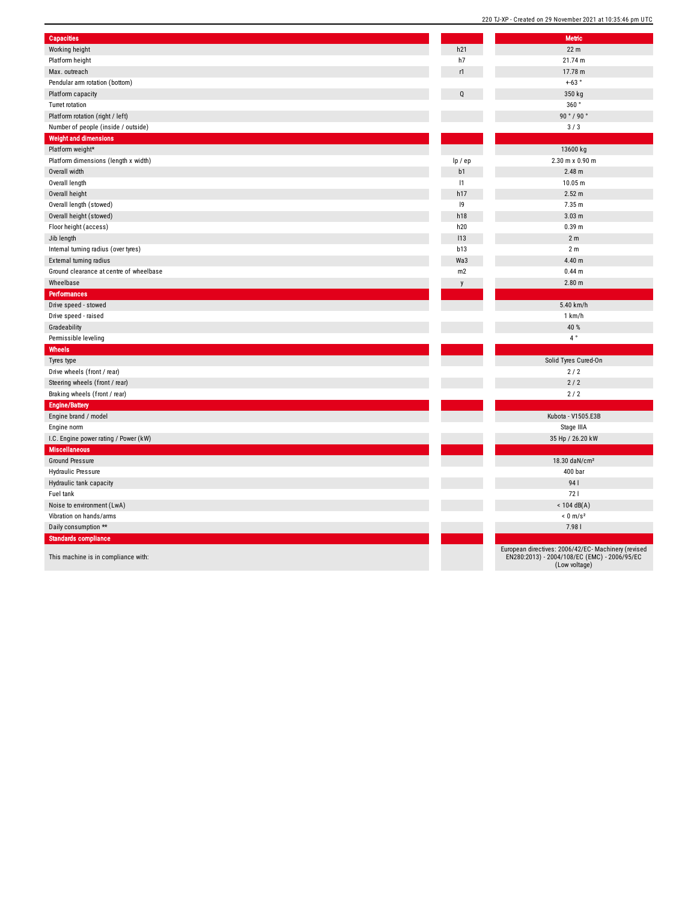| Capacities | | Metric |
|---|---|---|
| Working height | h21 | 22 m |
| Platform height | h7 | 21.74 m |
| Max. outreach | r1 | 17.78 m |
| Pendular arm rotation (bottom) | | +-63 ° |
| Platform capacity | Q | 350 kg |
| Turret rotation | | 360 ° |
| Platform rotation (right / left) | | 90 ° / 90 ° |
| Number of people (inside / outside) | | 3 / 3 |
| **Weight and dimensions** | | |
| Platform weight* | | 13600 kg |
| Platform dimensions (length x width) | lp / ep | 2.30 m x 0.90 m |
| Overall width | b1 | 2.48 m |
| Overall length | l1 | 10.05 m |
| Overall height | h17 | 2.52 m |
| Overall length (stowed) | l9 | 7.35 m |
| Overall height (stowed) | h18 | 3.03 m |
| Floor height (access) | h20 | 0.39 m |
| Jib length | l13 | 2 m |
| Internal turning radius (over tyres) | b13 | 2 m |
| External turning radius | Wa3 | 4.40 m |
| Ground clearance at centre of wheelbase | m2 | 0.44 m |
| Wheelbase | y | 2.80 m |
| **Performances** | | |
| Drive speed - stowed | | 5.40 km/h |
| Drive speed - raised | | 1 km/h |
| Gradeability | | 40 % |
| Permissible leveling | | 4 ° |
| **Wheels** | | |
| Tyres type | | Solid Tyres Cured-On |
| Drive wheels (front / rear) | | 2 / 2 |
| Steering wheels (front / rear) | | 2 / 2 |
| Braking wheels (front / rear) | | 2 / 2 |
| **Engine/Battery** | | |
| Engine brand / model | | Kubota - V1505.E3B |
| Engine norm | | Stage IIIA |
| I.C. Engine power rating / Power (kW) | | 35 Hp / 26.20 kW |
| **Miscellaneous** | | |
| Ground Pressure | | 18.30 daN/cm² |
| Hydraulic Pressure | | 400 bar |
| Hydraulic tank capacity | | 94 l |
| Fuel tank | | 72 l |
| Noise to environment (LwA) | | < 104 dB(A) |
| Vibration on hands/arms | | < 0 m/s² |
| Daily consumption ** | | 7.98 l |
| **Standards compliance** | | |
| This machine is in compliance with: | | European directives: 2006/42/EC- Machinery (revised EN280:2013) - 2004/108/EC (EMC) - 2006/95/EC (Low voltage) |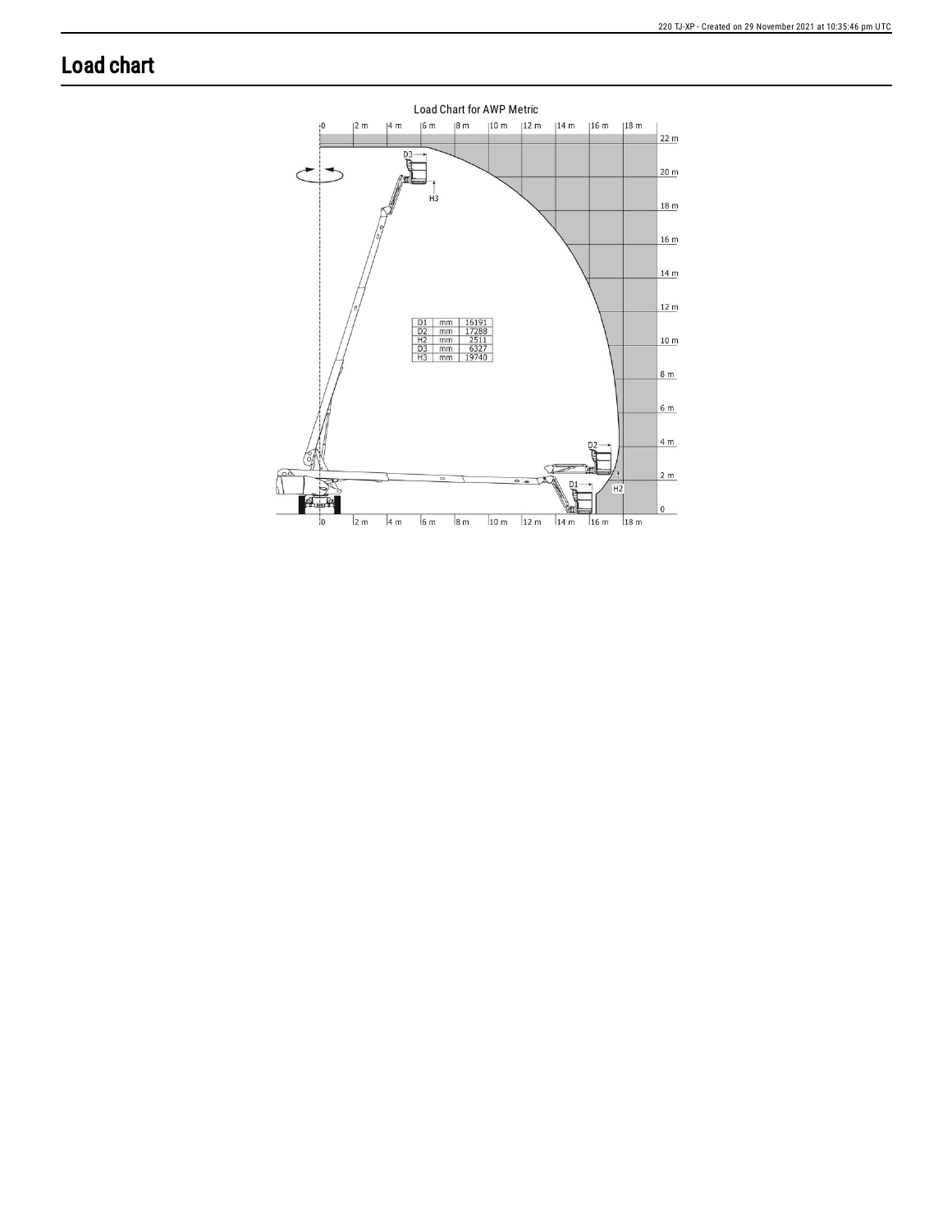# Load chart

Load Chart for AWP Metric

| | | |
|---|---|---|
| D1 | mm | 16191 |
| D2 | mm | 17288 |
| H2 | mm | 2511 |
| D3 | mm | 6327 |
| H3 | mm | 19740 |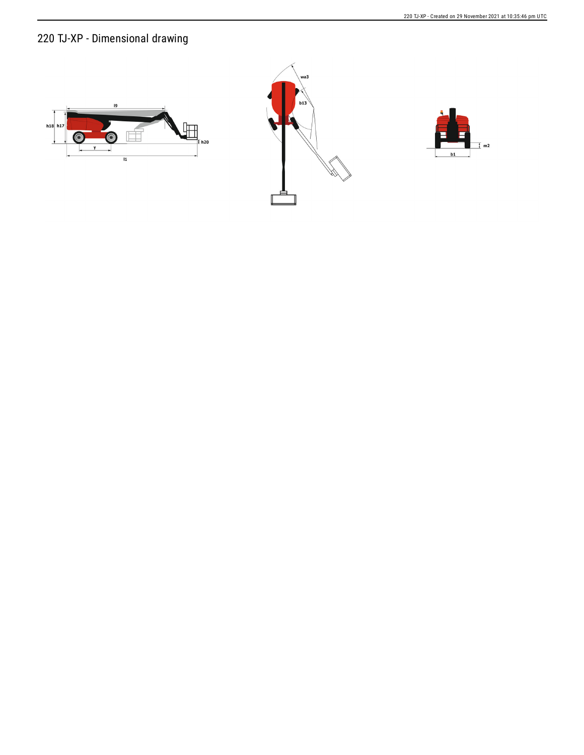# 220 TJ-XP - Dimensional drawing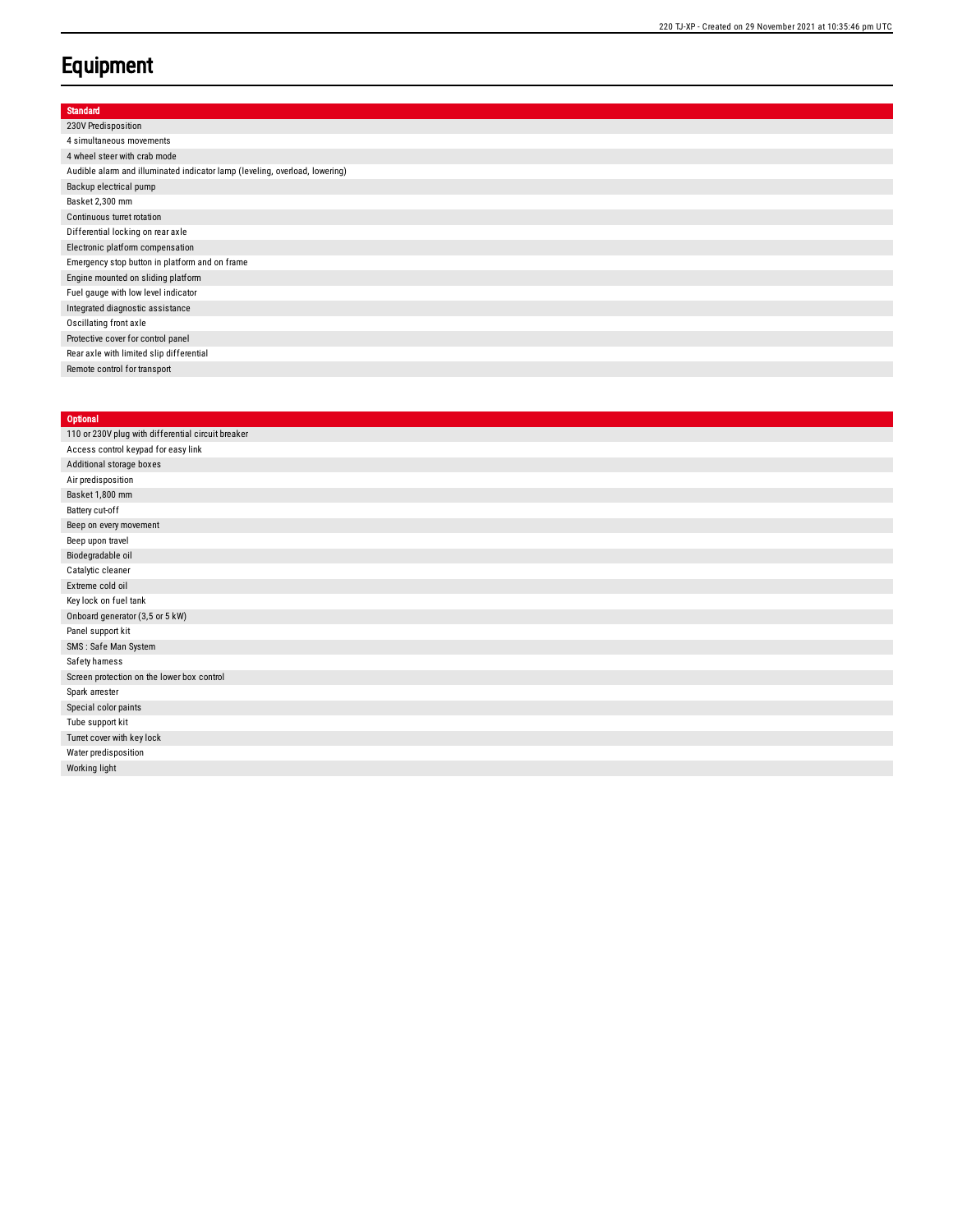# Equipment

| Standard |
| --- |
| 230V Predisposition |
| 4 simultaneous movements |
| 4 wheel steer with crab mode |
| Audible alarm and illuminated indicator lamp (leveling, overload, lowering) |
| Backup electrical pump |
| Basket 2,300 mm |
| Continuous turret rotation |
| Differential locking on rear axle |
| Electronic platform compensation |
| Emergency stop button in platform and on frame |
| Engine mounted on sliding platform |
| Fuel gauge with low level indicator |
| Integrated diagnostic assistance |
| Oscillating front axle |
| Protective cover for control panel |
| Rear axle with limited slip differential |
| Remote control for transport |

| Optional |
| --- |
| 110 or 230V plug with differential circuit breaker |
| Access control keypad for easy link |
| Additional storage boxes |
| Air predisposition |
| Basket 1,800 mm |
| Battery cut-off |
| Beep on every movement |
| Beep upon travel |
| Biodegradable oil |
| Catalytic cleaner |
| Extreme cold oil |
| Key lock on fuel tank |
| Onboard generator (3,5 or 5 kW) |
| Panel support kit |
| SMS : Safe Man System |
| Safety harness |
| Screen protection on the lower box control |
| Spark arrester |
| Special color paints |
| Tube support kit |
| Turret cover with key lock |
| Water predisposition |
| Working light |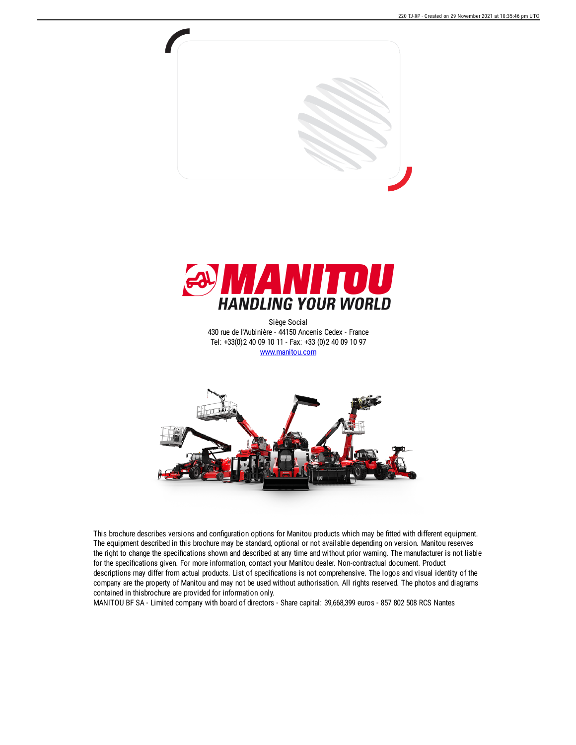MANITOU

HANDLING YOUR WORLD

Siège Social
430 rue de l'Aubinière - 44150 Ancenis Cedex - France
Tel: +33(0)2 40 09 10 11 - Fax: +33 (0)2 40 09 10 97
[www.manitou.com](http://www.manitou.com)

This brochure describes versions and configuration options for Manitou products which may be fitted with different equipment. The equipment described in this brochure may be standard, optional or not available depending on version. Manitou reserves the right to change the specifications shown and described at any time and without prior warning. The manufacturer is not liable for the specifications given. For more information, contact your Manitou dealer. Non-contractual document. Product descriptions may differ from actual products. List of specifications is not comprehensive. The logos and visual identity of the company are the property of Manitou and may not be used without authorisation. All rights reserved. The photos and diagrams contained in thisbrochure are provided for information only.
MANITOU BF SA - Limited company with board of directors - Share capital: 39,668,399 euros - 857 802 508 RCS Nantes